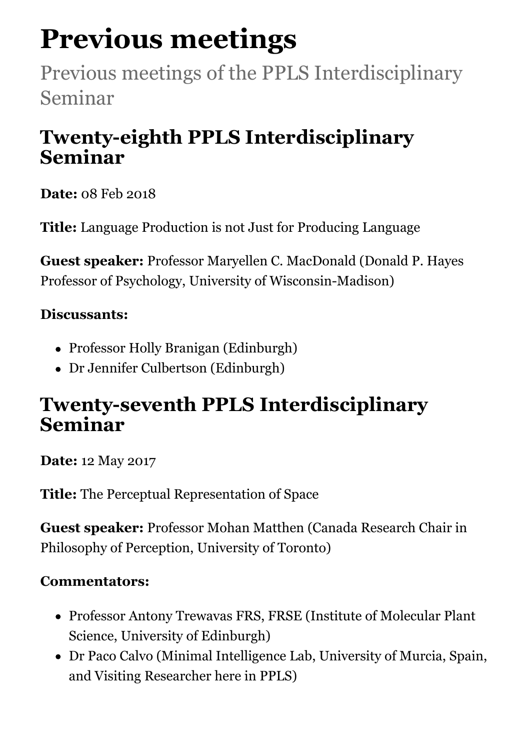# Previous meetings

Previous meetings of the PPLS Interdisciplinary Seminar

## Twenty-eighth PPLS Interdisciplinary Seminar

**Date:** 08 Feb 2018

**Title:** Language Production is not Just for Producing Language

**Guest speaker:** Professor Maryellen C. MacDonald (Donald P. Hayes Professor of Psychology, University of Wisconsin-Madison)

**Discussants:**

- Professor Holly Branigan (Edinburgh)
- Dr Jennifer Culbertson (Edinburgh)

## Twenty-seventh PPLS Interdisciplinary Seminar

**Date:** 12 May 2017

**Title:** The Perceptual Representation of Space

**Guest speaker:** Professor Mohan Matthen (Canada Research Chair in Philosophy of Perception, University of Toronto)

**Commentators:**

- Professor Antony Trewavas FRS, FRSE (Institute of Molecular Plant Science, University of Edinburgh)
- Dr Paco Calvo (Minimal Intelligence Lab, University of Murcia, Spain, and Visiting Researcher here in PPLS)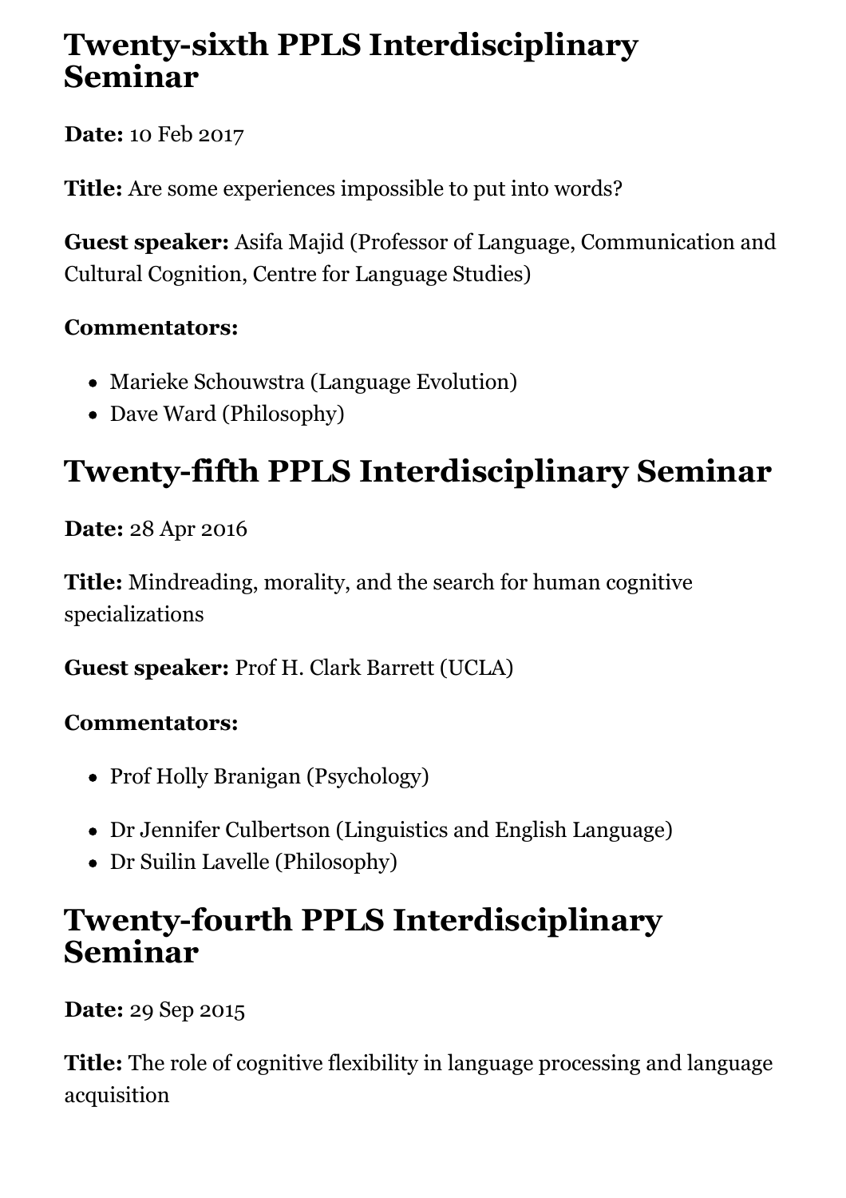# Twenty-sixth PPLS Interdisciplinary Seminar

**Date:** 10 Feb 2017

**Title:** Are some experiences impossible to put into words?

**Guest speaker:** Asifa Majid (Professor of Language, Communication and Cultural Cognition, Centre for Language Studies)

**Commentators:**

- Marieke Schouwstra (Language Evolution)
- Dave Ward (Philosophy)

# Twenty-fifth PPLS Interdisciplinary Seminar

**Date:** 28 Apr 2016

**Title:** Mindreading, morality, and the search for human cognitive specializations

**Guest speaker:** Prof H. Clark Barrett (UCLA)

**Commentators:**

- Prof Holly Branigan (Psychology)
- Dr Jennifer Culbertson (Linguistics and English Language)
- Dr Suilin Lavelle (Philosophy)

# Twenty-fourth PPLS Interdisciplinary Seminar

**Date:** 29 Sep 2015

**Title:** The role of cognitive flexibility in language processing and language acquisition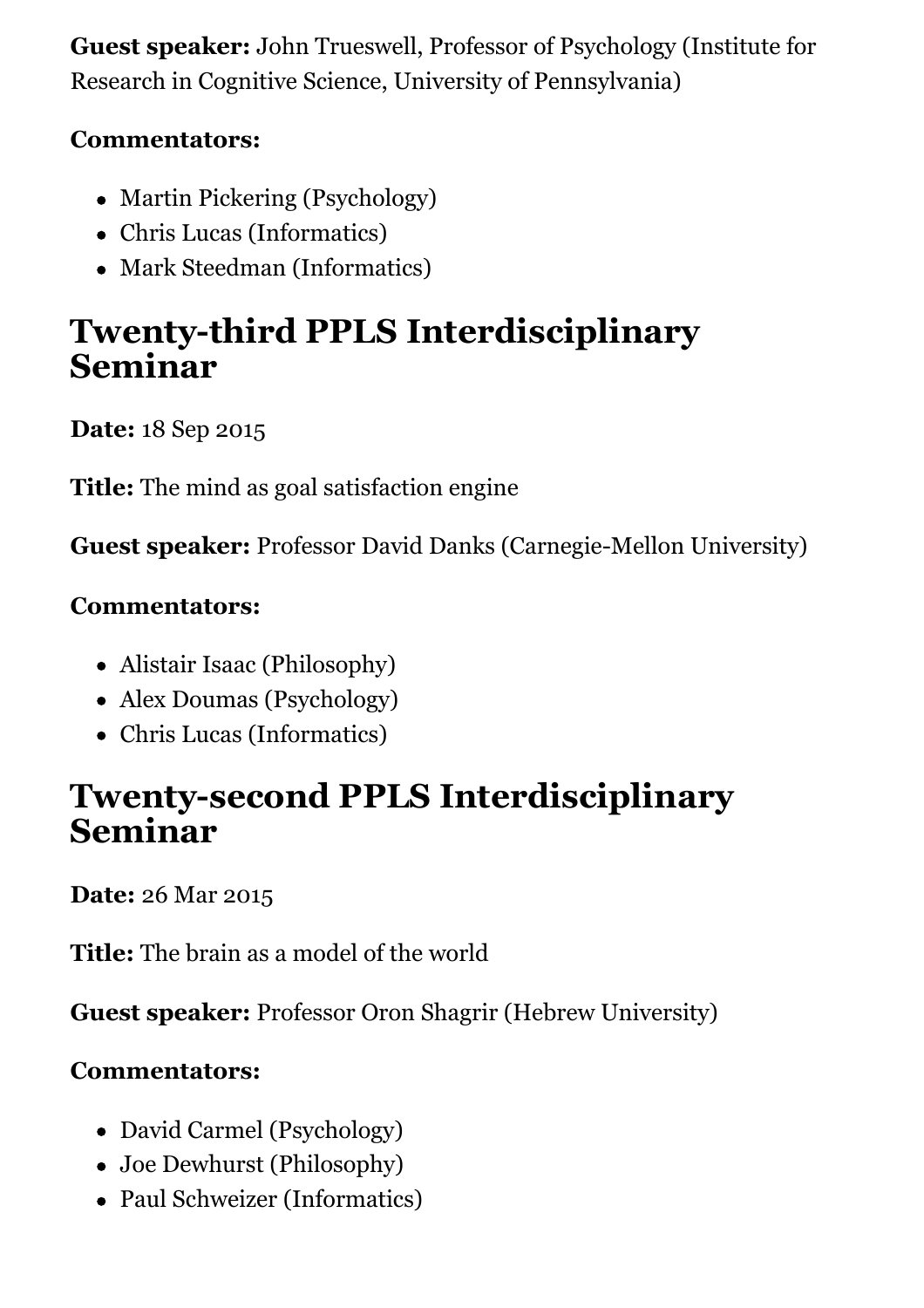**Guest speaker:** John Trueswell, Professor of Psychology (Institute for Research in Cognitive Science, University of Pennsylvania)

**Commentators:**

- Martin Pickering (Psychology)
- Chris Lucas (Informatics)
- Mark Steedman (Informatics)

## Twenty-third PPLS Interdisciplinary Seminar

**Date:** 18 Sep 2015

**Title:** The mind as goal satisfaction engine

**Guest speaker:** Professor David Danks (Carnegie-Mellon University)

**Commentators:**

- Alistair Isaac (Philosophy)
- Alex Doumas (Psychology)
- Chris Lucas (Informatics)

## Twenty-second PPLS Interdisciplinary Seminar

**Date:** 26 Mar 2015

**Title:** The brain as a model of the world

**Guest speaker:** Professor Oron Shagrir (Hebrew University)

**Commentators:**

- David Carmel (Psychology)
- Joe Dewhurst (Philosophy)
- Paul Schweizer (Informatics)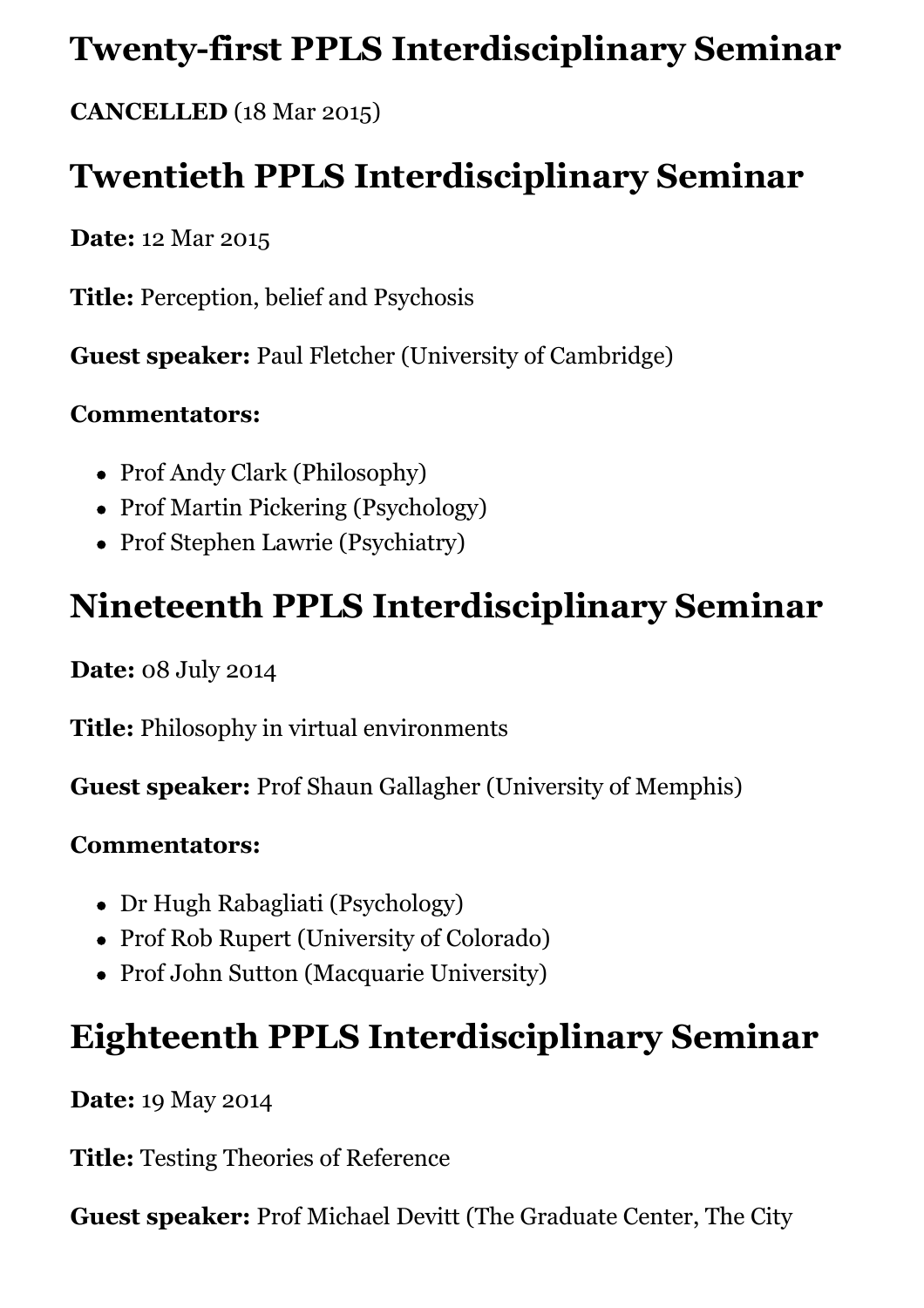# Twenty-first PPLS Interdisciplinary Seminar

**CANCELLED** (18 Mar 2015)

# Twentieth PPLS Interdisciplinary Seminar

**Date:** 12 Mar 2015

**Title:** Perception, belief and Psychosis

**Guest speaker:** Paul Fletcher (University of Cambridge)

**Commentators:**

- Prof Andy Clark (Philosophy)
- Prof Martin Pickering (Psychology)
- Prof Stephen Lawrie (Psychiatry)

# Nineteenth PPLS Interdisciplinary Seminar

**Date:** 08 July 2014

**Title:** Philosophy in virtual environments

**Guest speaker:** Prof Shaun Gallagher (University of Memphis)

**Commentators:**

- Dr Hugh Rabagliati (Psychology)
- Prof Rob Rupert (University of Colorado)
- Prof John Sutton (Macquarie University)

# Eighteenth PPLS Interdisciplinary Seminar

**Date:** 19 May 2014

**Title:** Testing Theories of Reference

**Guest speaker:** Prof Michael Devitt (The Graduate Center, The City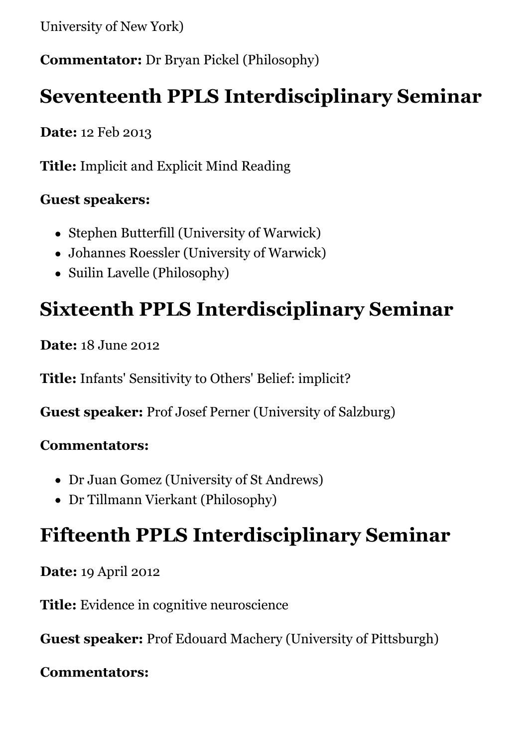University of New York)

**Commentator:** Dr Bryan Pickel (Philosophy)

## Seventeenth PPLS Interdisciplinary Seminar

**Date:** 12 Feb 2013

**Title:** Implicit and Explicit Mind Reading

**Guest speakers:**

- Stephen Butterfill (University of Warwick)
- Johannes Roessler (University of Warwick)
- Suilin Lavelle (Philosophy)

## Sixteenth PPLS Interdisciplinary Seminar

**Date:** 18 June 2012

**Title:** Infants' Sensitivity to Others' Belief: implicit?

**Guest speaker:** Prof Josef Perner (University of Salzburg)

**Commentators:**

- Dr Juan Gomez (University of St Andrews)
- Dr Tillmann Vierkant (Philosophy)

## Fifteenth PPLS Interdisciplinary Seminar

**Date:** 19 April 2012

**Title:** Evidence in cognitive neuroscience

**Guest speaker:** Prof Edouard Machery (University of Pittsburgh)

**Commentators:**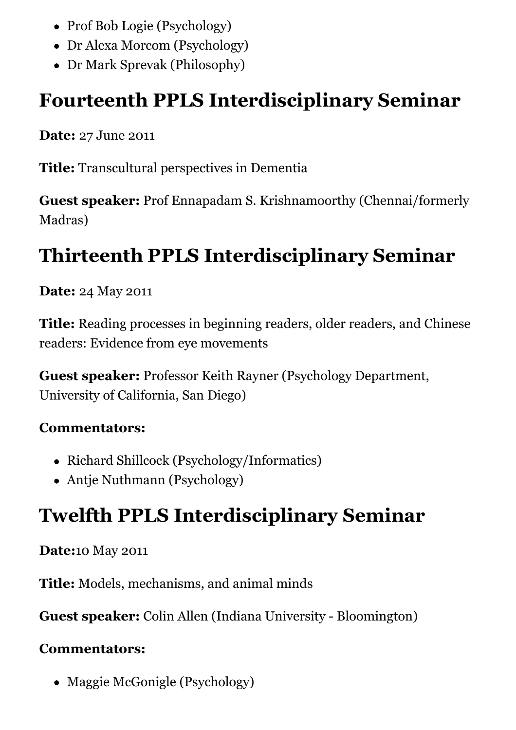- Prof Bob Logie (Psychology)
- Dr Alexa Morcom (Psychology)
- Dr Mark Sprevak (Philosophy)

## Fourteenth PPLS Interdisciplinary Seminar

**Date:** 27 June 2011

**Title:** Transcultural perspectives in Dementia

**Guest speaker:** Prof Ennapadam S. Krishnamoorthy (Chennai/formerly Madras)

## Thirteenth PPLS Interdisciplinary Seminar

**Date:** 24 May 2011

**Title:** Reading processes in beginning readers, older readers, and Chinese readers: Evidence from eye movements

**Guest speaker:** Professor Keith Rayner (Psychology Department, University of California, San Diego)

**Commentators:**

- Richard Shillcock (Psychology/Informatics)
- Antje Nuthmann (Psychology)

## Twelfth PPLS Interdisciplinary Seminar

**Date:**10 May 2011

**Title:** Models, mechanisms, and animal minds

**Guest speaker:** Colin Allen (Indiana University - Bloomington)

**Commentators:**

- Maggie McGonigle (Psychology)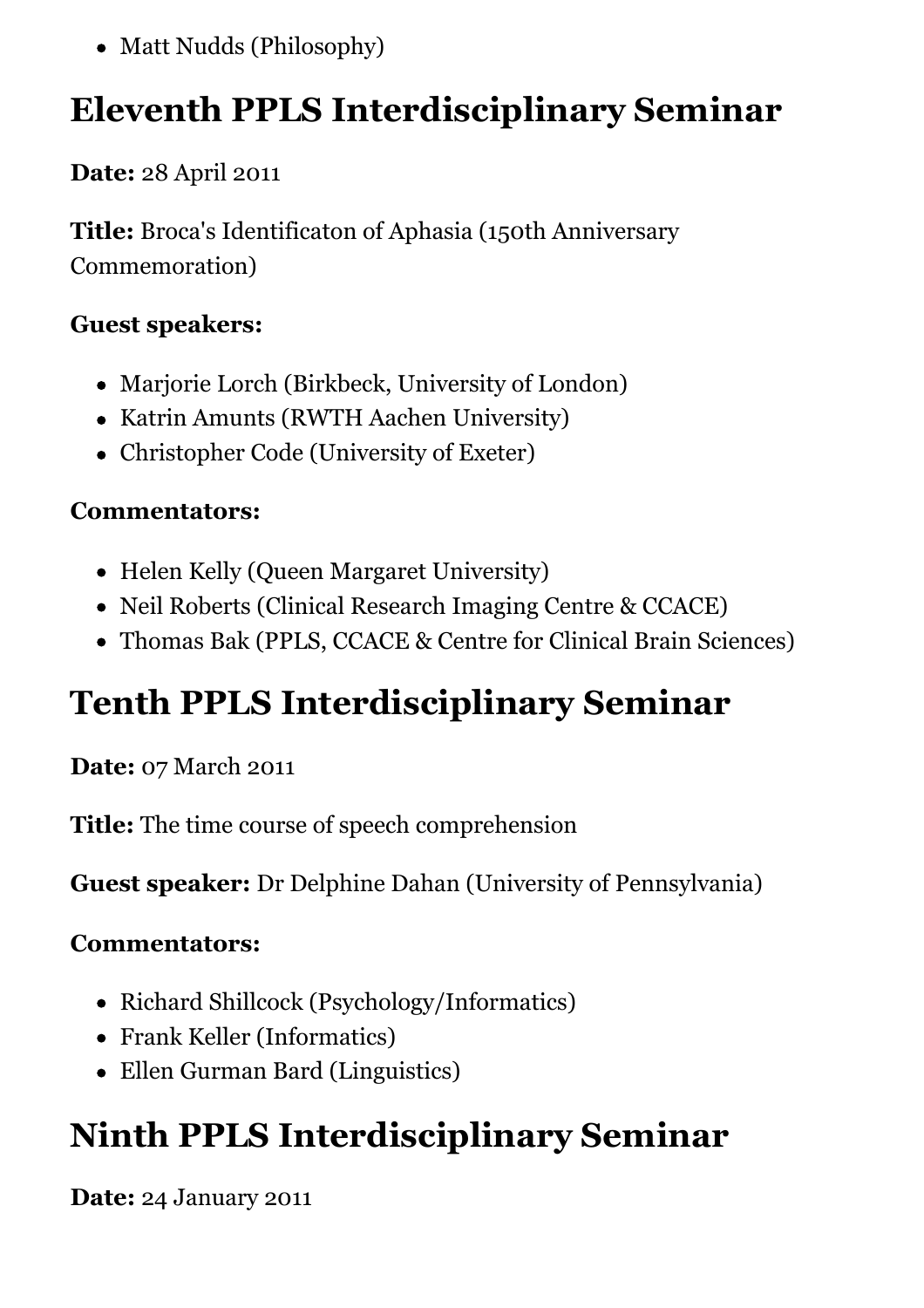- Matt Nudds (Philosophy)

# Eleventh PPLS Interdisciplinary Seminar

**Date:** 28 April 2011

**Title:** Broca's Identificaton of Aphasia (150th Anniversary Commemoration)

**Guest speakers:**

- Marjorie Lorch (Birkbeck, University of London)
- Katrin Amunts (RWTH Aachen University)
- Christopher Code (University of Exeter)

**Commentators:**

- Helen Kelly (Queen Margaret University)
- Neil Roberts (Clinical Research Imaging Centre & CCACE)
- Thomas Bak (PPLS, CCACE & Centre for Clinical Brain Sciences)

# Tenth PPLS Interdisciplinary Seminar

**Date:** 07 March 2011

**Title:** The time course of speech comprehension

**Guest speaker:** Dr Delphine Dahan (University of Pennsylvania)

**Commentators:**

- Richard Shillcock (Psychology/Informatics)
- Frank Keller (Informatics)
- Ellen Gurman Bard (Linguistics)

# Ninth PPLS Interdisciplinary Seminar

**Date:** 24 January 2011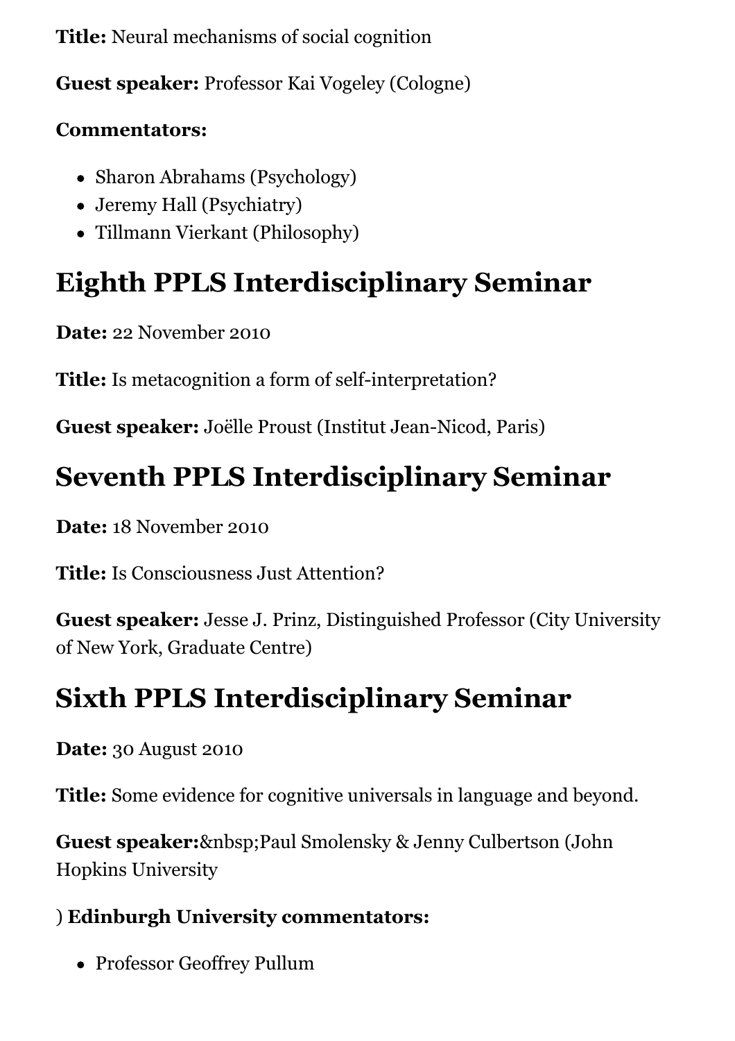**Title:** Neural mechanisms of social cognition

**Guest speaker:** Professor Kai Vogeley (Cologne)

**Commentators:**

- Sharon Abrahams (Psychology)
- Jeremy Hall (Psychiatry)
- Tillmann Vierkant (Philosophy)

# Eighth PPLS Interdisciplinary Seminar

**Date:** 22 November 2010

**Title:** Is metacognition a form of self-interpretation?

**Guest speaker:** Joëlle Proust (Institut Jean-Nicod, Paris)

# Seventh PPLS Interdisciplinary Seminar

**Date:** 18 November 2010

**Title:** Is Consciousness Just Attention?

**Guest speaker:** Jesse J. Prinz, Distinguished Professor (City University of New York, Graduate Centre)

# Sixth PPLS Interdisciplinary Seminar

**Date:** 30 August 2010

**Title:** Some evidence for cognitive universals in language and beyond.

**Guest speaker:**&nbsp;Paul Smolensky & Jenny Culbertson (John Hopkins University

) **Edinburgh University commentators:**

- Professor Geoffrey Pullum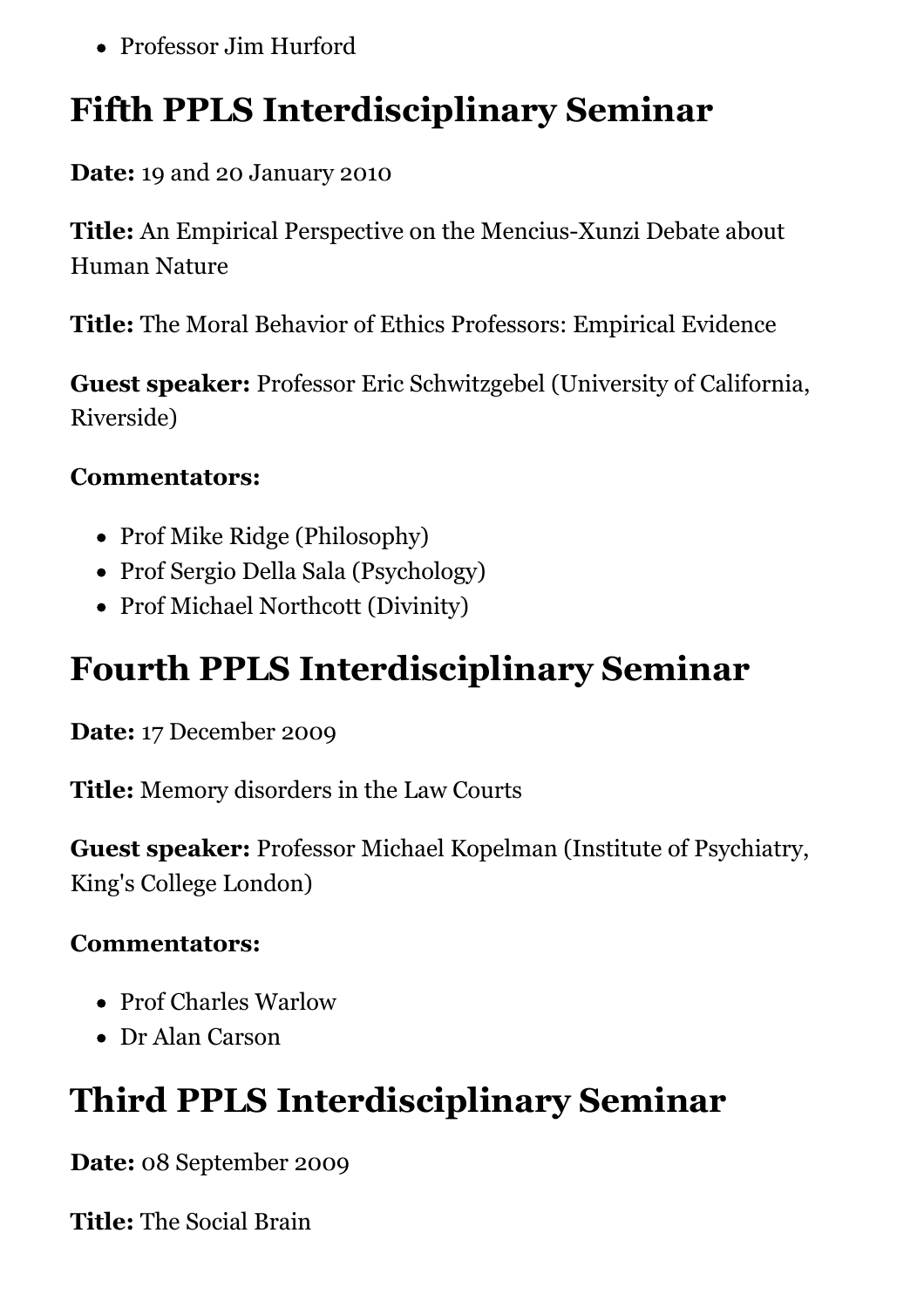- Professor Jim Hurford

## Fifth PPLS Interdisciplinary Seminar

**Date:** 19 and 20 January 2010

**Title:** An Empirical Perspective on the Mencius-Xunzi Debate about Human Nature

**Title:** The Moral Behavior of Ethics Professors: Empirical Evidence

**Guest speaker:** Professor Eric Schwitzgebel (University of California, Riverside)

**Commentators:**

- Prof Mike Ridge (Philosophy)
- Prof Sergio Della Sala (Psychology)
- Prof Michael Northcott (Divinity)

## Fourth PPLS Interdisciplinary Seminar

**Date:** 17 December 2009

**Title:** Memory disorders in the Law Courts

**Guest speaker:** Professor Michael Kopelman (Institute of Psychiatry, King's College London)

**Commentators:**

- Prof Charles Warlow
- Dr Alan Carson

## Third PPLS Interdisciplinary Seminar

**Date:** 08 September 2009

**Title:** The Social Brain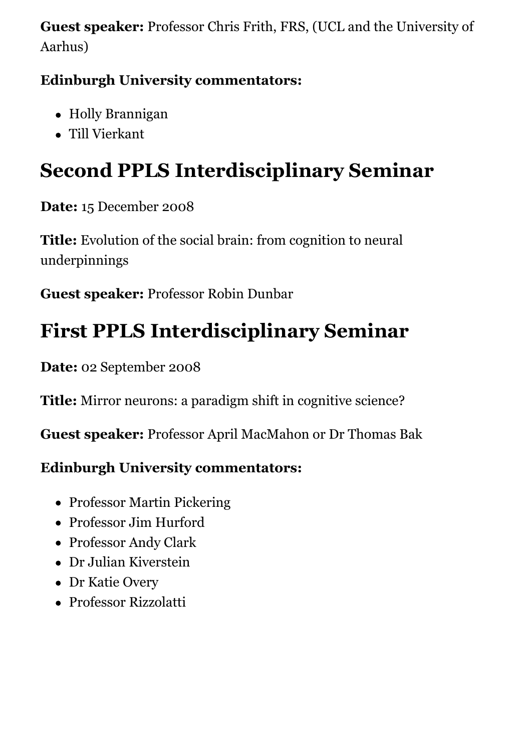**Guest speaker:** Professor Chris Frith, FRS, (UCL and the University of Aarhus)

**Edinburgh University commentators:**

- Holly Brannigan
- Till Vierkant

## Second PPLS Interdisciplinary Seminar

**Date:** 15 December 2008

**Title:** Evolution of the social brain: from cognition to neural underpinnings

**Guest speaker:** Professor Robin Dunbar

## First PPLS Interdisciplinary Seminar

**Date:** 02 September 2008

**Title:** Mirror neurons: a paradigm shift in cognitive science?

**Guest speaker:** Professor April MacMahon or Dr Thomas Bak

**Edinburgh University commentators:**

- Professor Martin Pickering
- Professor Jim Hurford
- Professor Andy Clark
- Dr Julian Kiverstein
- Dr Katie Overy
- Professor Rizzolatti